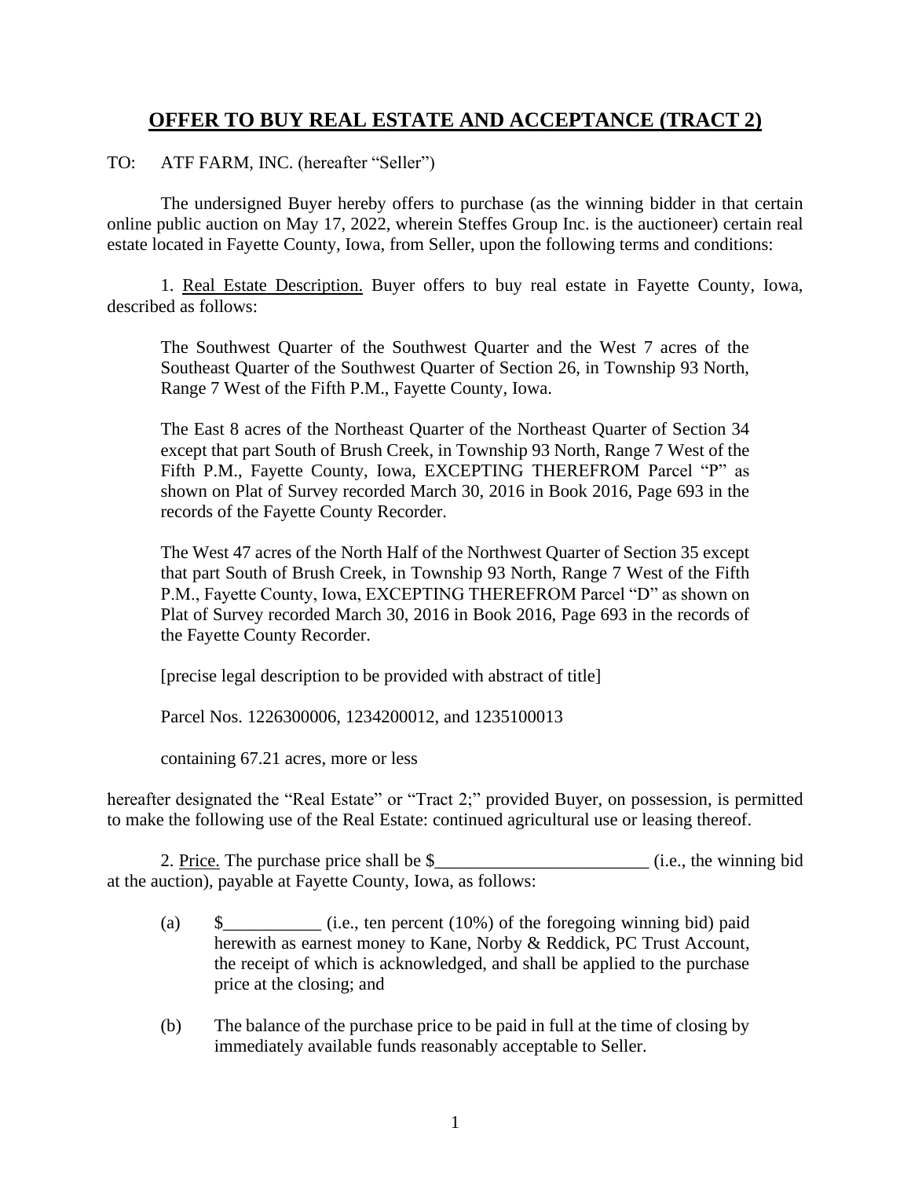# <u>**OFFER TO BUY REAL ESTATE AND ACCEPTANCE (TRACT 2)**</u>

TO: ATF FARM, INC. (hereafter "Seller")

The undersigned Buyer hereby offers to purchase (as the winning bidder in that certain online public auction on May 17, 2022, wherein Steffes Group Inc. is the auctioneer) certain real estate located in Fayette County, Iowa, from Seller, upon the following terms and conditions:

1. <u>Real Estate Description.</u> Buyer offers to buy real estate in Fayette County, Iowa, described as follows:

> The Southwest Quarter of the Southwest Quarter and the West 7 acres of the Southeast Quarter of the Southwest Quarter of Section 26, in Township 93 North, Range 7 West of the Fifth P.M., Fayette County, Iowa.
>
> The East 8 acres of the Northeast Quarter of the Northeast Quarter of Section 34 except that part South of Brush Creek, in Township 93 North, Range 7 West of the Fifth P.M., Fayette County, Iowa, EXCEPTING THEREFROM Parcel "P" as shown on Plat of Survey recorded March 30, 2016 in Book 2016, Page 693 in the records of the Fayette County Recorder.
>
> The West 47 acres of the North Half of the Northwest Quarter of Section 35 except that part South of Brush Creek, in Township 93 North, Range 7 West of the Fifth P.M., Fayette County, Iowa, EXCEPTING THEREFROM Parcel "D" as shown on Plat of Survey recorded March 30, 2016 in Book 2016, Page 693 in the records of the Fayette County Recorder.
>
> [precise legal description to be provided with abstract of title]
>
> Parcel Nos. 1226300006, 1234200012, and 1235100013
>
> containing 67.21 acres, more or less

hereafter designated the "Real Estate" or "Tract 2;" provided Buyer, on possession, is permitted to make the following use of the Real Estate: continued agricultural use or leasing thereof.

2. <u>Price.</u> The purchase price shall be $________________________ (i.e., the winning bid at the auction), payable at Fayette County, Iowa, as follows:

(a) $___________ (i.e., ten percent (10%) of the foregoing winning bid) paid herewith as earnest money to Kane, Norby & Reddick, PC Trust Account, the receipt of which is acknowledged, and shall be applied to the purchase price at the closing; and

(b) The balance of the purchase price to be paid in full at the time of closing by immediately available funds reasonably acceptable to Seller.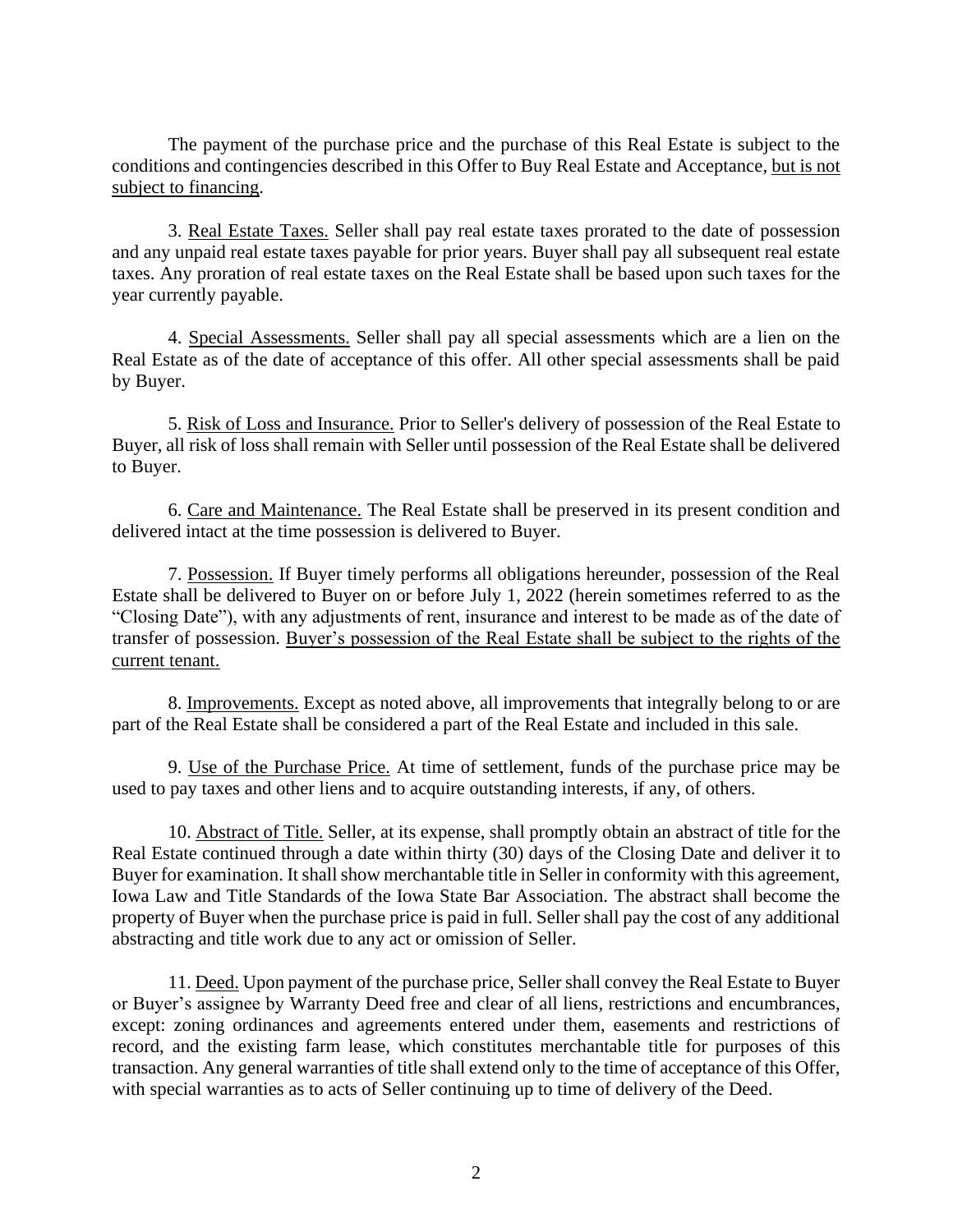The payment of the purchase price and the purchase of this Real Estate is subject to the conditions and contingencies described in this Offer to Buy Real Estate and Acceptance, <u>but is not subject to financing</u>.

3. <u>Real Estate Taxes.</u> Seller shall pay real estate taxes prorated to the date of possession and any unpaid real estate taxes payable for prior years. Buyer shall pay all subsequent real estate taxes. Any proration of real estate taxes on the Real Estate shall be based upon such taxes for the year currently payable.

4. <u>Special Assessments.</u> Seller shall pay all special assessments which are a lien on the Real Estate as of the date of acceptance of this offer. All other special assessments shall be paid by Buyer.

5. <u>Risk of Loss and Insurance.</u> Prior to Seller's delivery of possession of the Real Estate to Buyer, all risk of loss shall remain with Seller until possession of the Real Estate shall be delivered to Buyer.

6. <u>Care and Maintenance.</u> The Real Estate shall be preserved in its present condition and delivered intact at the time possession is delivered to Buyer.

7. <u>Possession.</u> If Buyer timely performs all obligations hereunder, possession of the Real Estate shall be delivered to Buyer on or before July 1, 2022 (herein sometimes referred to as the "Closing Date"), with any adjustments of rent, insurance and interest to be made as of the date of transfer of possession. <u>Buyer's possession of the Real Estate shall be subject to the rights of the current tenant.</u>

8. <u>Improvements.</u> Except as noted above, all improvements that integrally belong to or are part of the Real Estate shall be considered a part of the Real Estate and included in this sale.

9. <u>Use of the Purchase Price.</u> At time of settlement, funds of the purchase price may be used to pay taxes and other liens and to acquire outstanding interests, if any, of others.

10. <u>Abstract of Title.</u> Seller, at its expense, shall promptly obtain an abstract of title for the Real Estate continued through a date within thirty (30) days of the Closing Date and deliver it to Buyer for examination. It shall show merchantable title in Seller in conformity with this agreement, Iowa Law and Title Standards of the Iowa State Bar Association. The abstract shall become the property of Buyer when the purchase price is paid in full. Seller shall pay the cost of any additional abstracting and title work due to any act or omission of Seller.

11. <u>Deed.</u> Upon payment of the purchase price, Seller shall convey the Real Estate to Buyer or Buyer's assignee by Warranty Deed free and clear of all liens, restrictions and encumbrances, except: zoning ordinances and agreements entered under them, easements and restrictions of record, and the existing farm lease, which constitutes merchantable title for purposes of this transaction. Any general warranties of title shall extend only to the time of acceptance of this Offer, with special warranties as to acts of Seller continuing up to time of delivery of the Deed.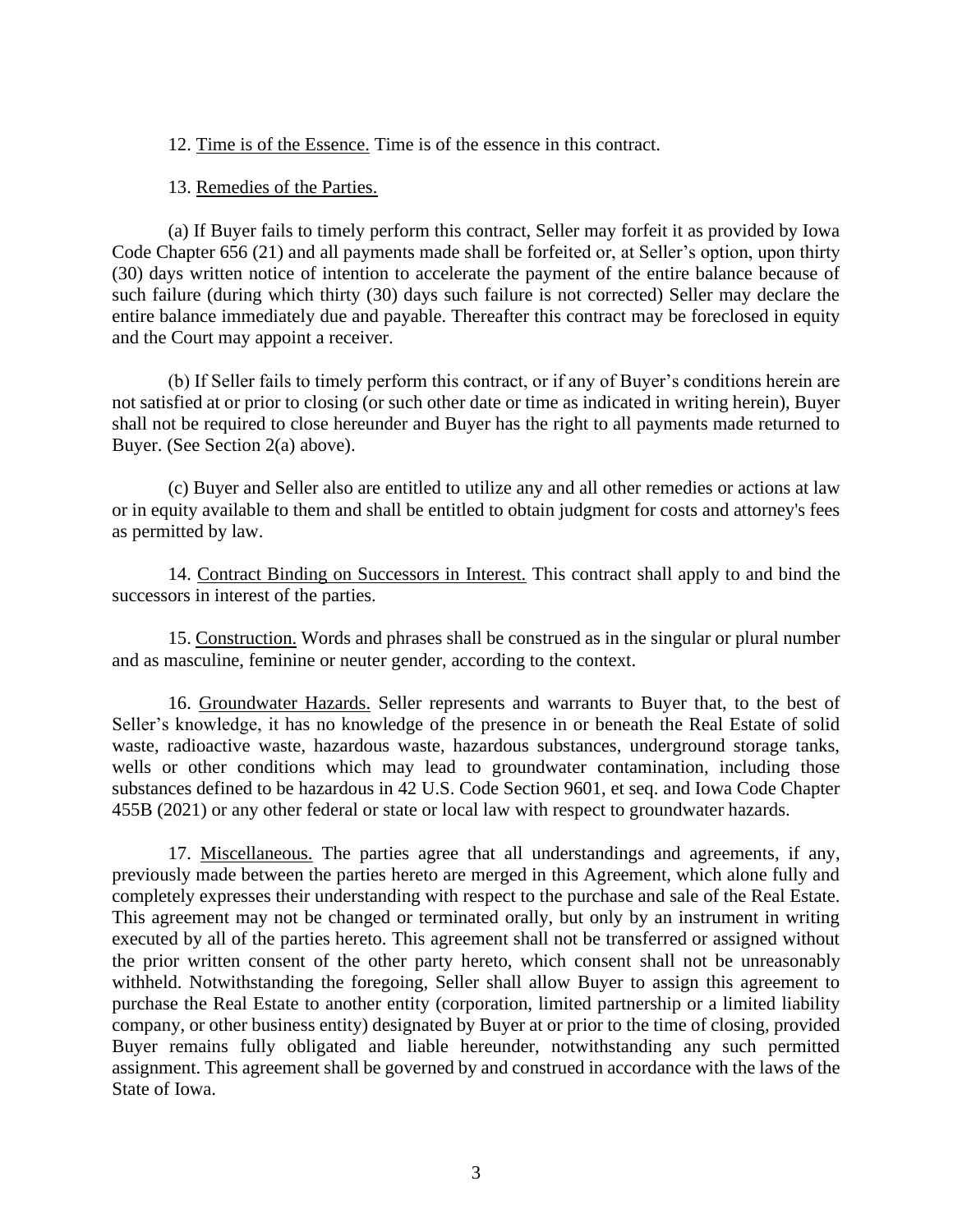12. Time is of the Essence. Time is of the essence in this contract.

13. Remedies of the Parties.

(a) If Buyer fails to timely perform this contract, Seller may forfeit it as provided by Iowa Code Chapter 656 (21) and all payments made shall be forfeited or, at Seller's option, upon thirty (30) days written notice of intention to accelerate the payment of the entire balance because of such failure (during which thirty (30) days such failure is not corrected) Seller may declare the entire balance immediately due and payable. Thereafter this contract may be foreclosed in equity and the Court may appoint a receiver.

(b) If Seller fails to timely perform this contract, or if any of Buyer's conditions herein are not satisfied at or prior to closing (or such other date or time as indicated in writing herein), Buyer shall not be required to close hereunder and Buyer has the right to all payments made returned to Buyer. (See Section 2(a) above).

(c) Buyer and Seller also are entitled to utilize any and all other remedies or actions at law or in equity available to them and shall be entitled to obtain judgment for costs and attorney's fees as permitted by law.

14. Contract Binding on Successors in Interest. This contract shall apply to and bind the successors in interest of the parties.

15. Construction. Words and phrases shall be construed as in the singular or plural number and as masculine, feminine or neuter gender, according to the context.

16. Groundwater Hazards. Seller represents and warrants to Buyer that, to the best of Seller's knowledge, it has no knowledge of the presence in or beneath the Real Estate of solid waste, radioactive waste, hazardous waste, hazardous substances, underground storage tanks, wells or other conditions which may lead to groundwater contamination, including those substances defined to be hazardous in 42 U.S. Code Section 9601, et seq. and Iowa Code Chapter 455B (2021) or any other federal or state or local law with respect to groundwater hazards.

17. Miscellaneous. The parties agree that all understandings and agreements, if any, previously made between the parties hereto are merged in this Agreement, which alone fully and completely expresses their understanding with respect to the purchase and sale of the Real Estate. This agreement may not be changed or terminated orally, but only by an instrument in writing executed by all of the parties hereto. This agreement shall not be transferred or assigned without the prior written consent of the other party hereto, which consent shall not be unreasonably withheld. Notwithstanding the foregoing, Seller shall allow Buyer to assign this agreement to purchase the Real Estate to another entity (corporation, limited partnership or a limited liability company, or other business entity) designated by Buyer at or prior to the time of closing, provided Buyer remains fully obligated and liable hereunder, notwithstanding any such permitted assignment. This agreement shall be governed by and construed in accordance with the laws of the State of Iowa.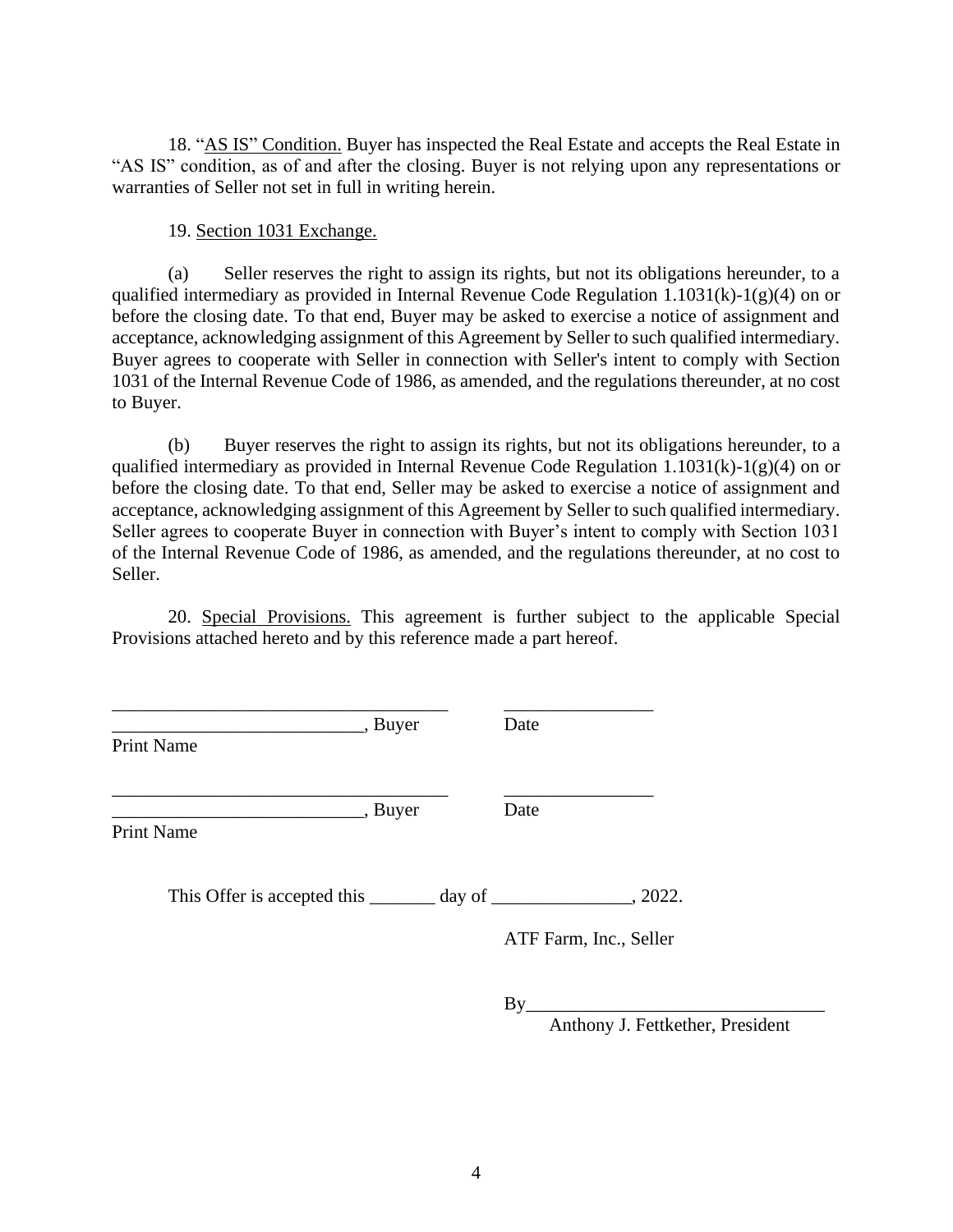18. "<u>AS IS" Condition.</u> Buyer has inspected the Real Estate and accepts the Real Estate in "AS IS" condition, as of and after the closing. Buyer is not relying upon any representations or warranties of Seller not set in full in writing herein.

19. <u>Section 1031 Exchange.</u>

(a) Seller reserves the right to assign its rights, but not its obligations hereunder, to a qualified intermediary as provided in Internal Revenue Code Regulation 1.1031(k)-1(g)(4) on or before the closing date. To that end, Buyer may be asked to exercise a notice of assignment and acceptance, acknowledging assignment of this Agreement by Seller to such qualified intermediary. Buyer agrees to cooperate with Seller in connection with Seller's intent to comply with Section 1031 of the Internal Revenue Code of 1986, as amended, and the regulations thereunder, at no cost to Buyer.

(b) Buyer reserves the right to assign its rights, but not its obligations hereunder, to a qualified intermediary as provided in Internal Revenue Code Regulation 1.1031(k)-1(g)(4) on or before the closing date. To that end, Seller may be asked to exercise a notice of assignment and acceptance, acknowledging assignment of this Agreement by Seller to such qualified intermediary. Seller agrees to cooperate Buyer in connection with Buyer's intent to comply with Section 1031 of the Internal Revenue Code of 1986, as amended, and the regulations thereunder, at no cost to Seller.

20. <u>Special Provisions.</u> This agreement is further subject to the applicable Special Provisions attached hereto and by this reference made a part hereof.

___________________________________ ________________

__________________________, Buyer Date

Print Name

___________________________________ ________________

__________________________, Buyer Date

Print Name

This Offer is accepted this _______ day of _______________, 2022.

ATF Farm, Inc., Seller

By________________________________

Anthony J. Fettkether, President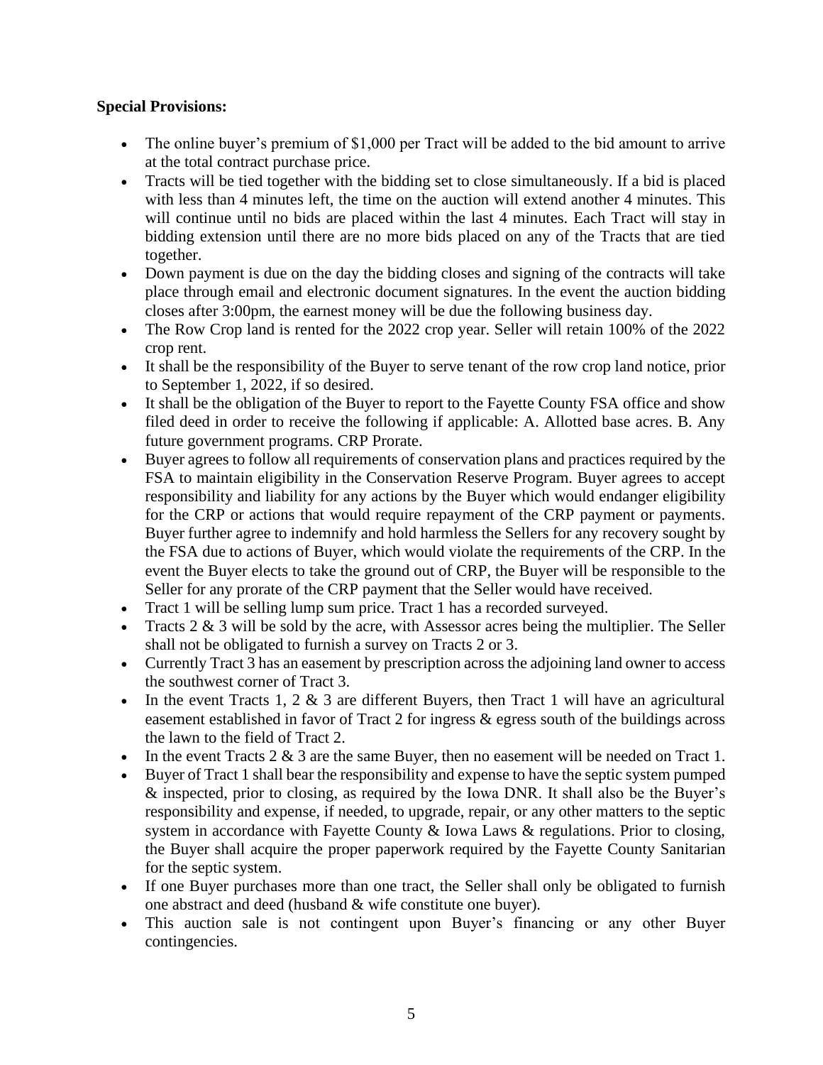**Special Provisions:**

- The online buyer's premium of $1,000 per Tract will be added to the bid amount to arrive at the total contract purchase price.
- Tracts will be tied together with the bidding set to close simultaneously. If a bid is placed with less than 4 minutes left, the time on the auction will extend another 4 minutes. This will continue until no bids are placed within the last 4 minutes. Each Tract will stay in bidding extension until there are no more bids placed on any of the Tracts that are tied together.
- Down payment is due on the day the bidding closes and signing of the contracts will take place through email and electronic document signatures. In the event the auction bidding closes after 3:00pm, the earnest money will be due the following business day.
- The Row Crop land is rented for the 2022 crop year. Seller will retain 100% of the 2022 crop rent.
- It shall be the responsibility of the Buyer to serve tenant of the row crop land notice, prior to September 1, 2022, if so desired.
- It shall be the obligation of the Buyer to report to the Fayette County FSA office and show filed deed in order to receive the following if applicable: A. Allotted base acres. B. Any future government programs. CRP Prorate.
- Buyer agrees to follow all requirements of conservation plans and practices required by the FSA to maintain eligibility in the Conservation Reserve Program. Buyer agrees to accept responsibility and liability for any actions by the Buyer which would endanger eligibility for the CRP or actions that would require repayment of the CRP payment or payments. Buyer further agree to indemnify and hold harmless the Sellers for any recovery sought by the FSA due to actions of Buyer, which would violate the requirements of the CRP. In the event the Buyer elects to take the ground out of CRP, the Buyer will be responsible to the Seller for any prorate of the CRP payment that the Seller would have received.
- Tract 1 will be selling lump sum price. Tract 1 has a recorded surveyed.
- Tracts 2 & 3 will be sold by the acre, with Assessor acres being the multiplier. The Seller shall not be obligated to furnish a survey on Tracts 2 or 3.
- Currently Tract 3 has an easement by prescription across the adjoining land owner to access the southwest corner of Tract 3.
- In the event Tracts 1, 2 & 3 are different Buyers, then Tract 1 will have an agricultural easement established in favor of Tract 2 for ingress & egress south of the buildings across the lawn to the field of Tract 2.
- In the event Tracts 2 & 3 are the same Buyer, then no easement will be needed on Tract 1.
- Buyer of Tract 1 shall bear the responsibility and expense to have the septic system pumped & inspected, prior to closing, as required by the Iowa DNR. It shall also be the Buyer's responsibility and expense, if needed, to upgrade, repair, or any other matters to the septic system in accordance with Fayette County & Iowa Laws & regulations. Prior to closing, the Buyer shall acquire the proper paperwork required by the Fayette County Sanitarian for the septic system.
- If one Buyer purchases more than one tract, the Seller shall only be obligated to furnish one abstract and deed (husband & wife constitute one buyer).
- This auction sale is not contingent upon Buyer's financing or any other Buyer contingencies.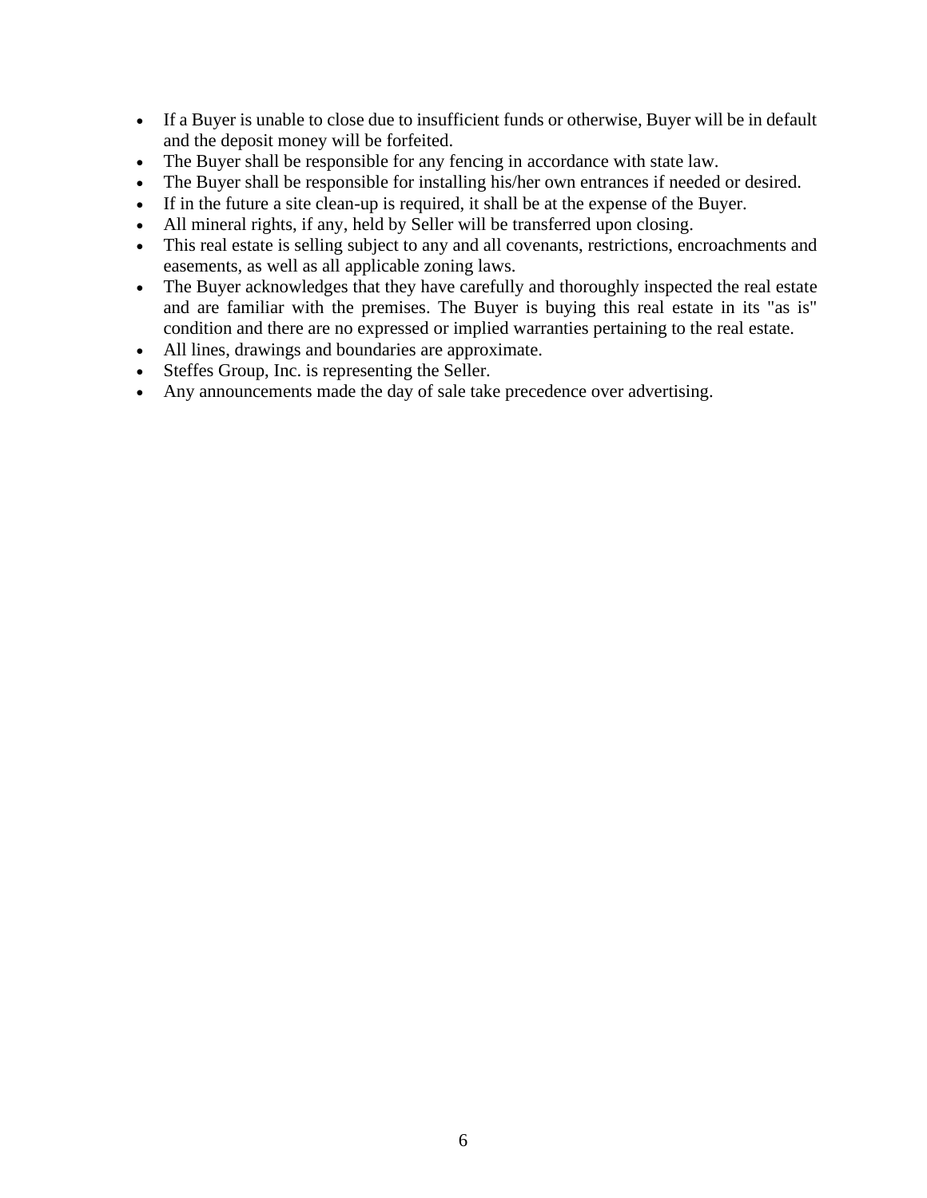- If a Buyer is unable to close due to insufficient funds or otherwise, Buyer will be in default and the deposit money will be forfeited.
- The Buyer shall be responsible for any fencing in accordance with state law.
- The Buyer shall be responsible for installing his/her own entrances if needed or desired.
- If in the future a site clean-up is required, it shall be at the expense of the Buyer.
- All mineral rights, if any, held by Seller will be transferred upon closing.
- This real estate is selling subject to any and all covenants, restrictions, encroachments and easements, as well as all applicable zoning laws.
- The Buyer acknowledges that they have carefully and thoroughly inspected the real estate and are familiar with the premises. The Buyer is buying this real estate in its "as is" condition and there are no expressed or implied warranties pertaining to the real estate.
- All lines, drawings and boundaries are approximate.
- Steffes Group, Inc. is representing the Seller.
- Any announcements made the day of sale take precedence over advertising.